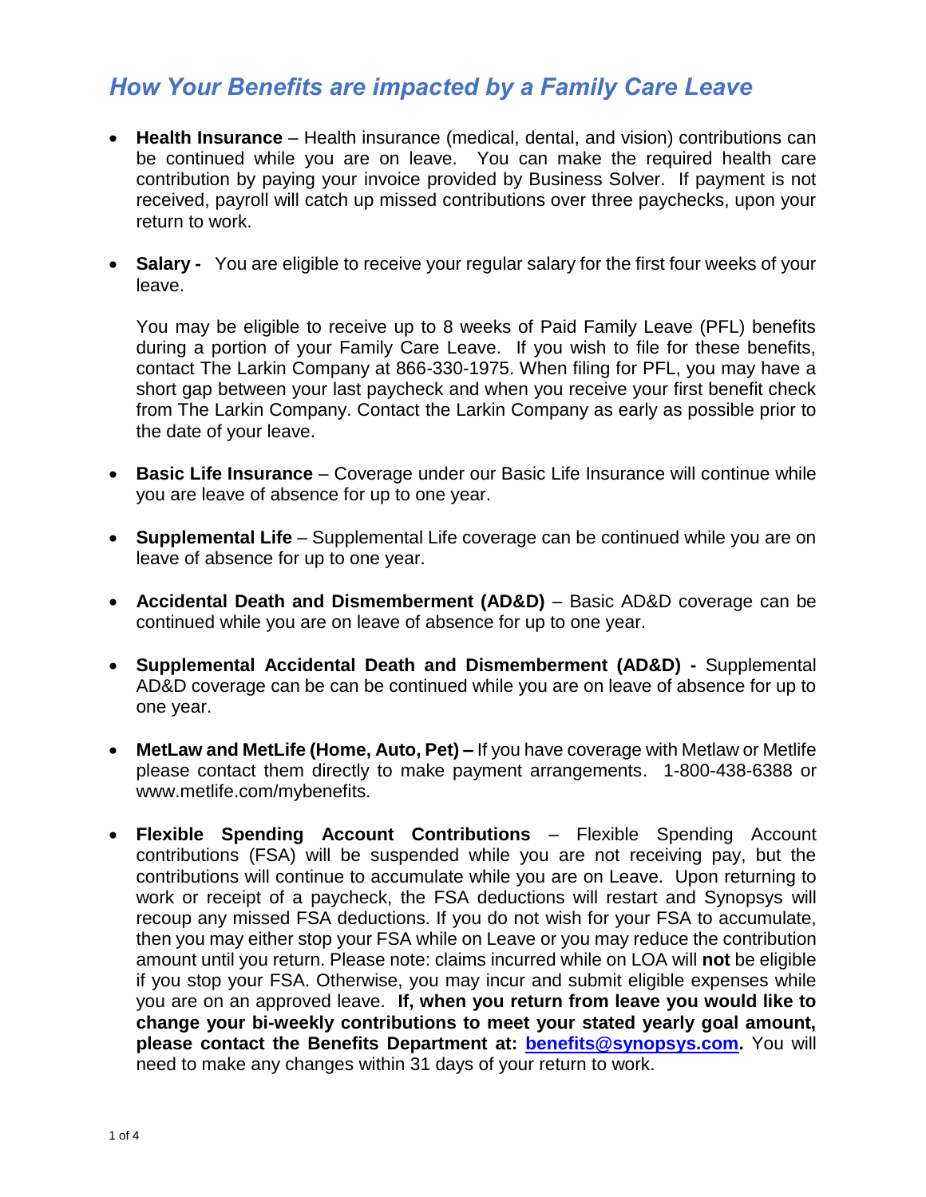## *How Your Benefits are impacted by a Family Care Leave*

- **Health Insurance** – Health insurance (medical, dental, and vision) contributions can be continued while you are on leave. You can make the required health care contribution by paying your invoice provided by Business Solver. If payment is not received, payroll will catch up missed contributions over three paychecks, upon your return to work.

- **Salary -** You are eligible to receive your regular salary for the first four weeks of your leave.

  You may be eligible to receive up to 8 weeks of Paid Family Leave (PFL) benefits during a portion of your Family Care Leave. If you wish to file for these benefits, contact The Larkin Company at 866-330-1975. When filing for PFL, you may have a short gap between your last paycheck and when you receive your first benefit check from The Larkin Company. Contact the Larkin Company as early as possible prior to the date of your leave.

- **Basic Life Insurance** – Coverage under our Basic Life Insurance will continue while you are leave of absence for up to one year.

- **Supplemental Life** – Supplemental Life coverage can be continued while you are on leave of absence for up to one year.

- **Accidental Death and Dismemberment (AD&D)** – Basic AD&D coverage can be continued while you are on leave of absence for up to one year.

- **Supplemental Accidental Death and Dismemberment (AD&D) -** Supplemental AD&D coverage can be can be continued while you are on leave of absence for up to one year.

- **MetLaw and MetLife (Home, Auto, Pet) –** If you have coverage with Metlaw or Metlife please contact them directly to make payment arrangements. 1-800-438-6388 or www.metlife.com/mybenefits.

- **Flexible Spending Account Contributions** – Flexible Spending Account contributions (FSA) will be suspended while you are not receiving pay, but the contributions will continue to accumulate while you are on Leave. Upon returning to work or receipt of a paycheck, the FSA deductions will restart and Synopsys will recoup any missed FSA deductions. If you do not wish for your FSA to accumulate, then you may either stop your FSA while on Leave or you may reduce the contribution amount until you return. Please note: claims incurred while on LOA will **not** be eligible if you stop your FSA. Otherwise, you may incur and submit eligible expenses while you are on an approved leave. **If, when you return from leave you would like to change your bi-weekly contributions to meet your stated yearly goal amount, please contact the Benefits Department at: [benefits@synopsys.com](mailto:benefits@synopsys.com).** You will need to make any changes within 31 days of your return to work.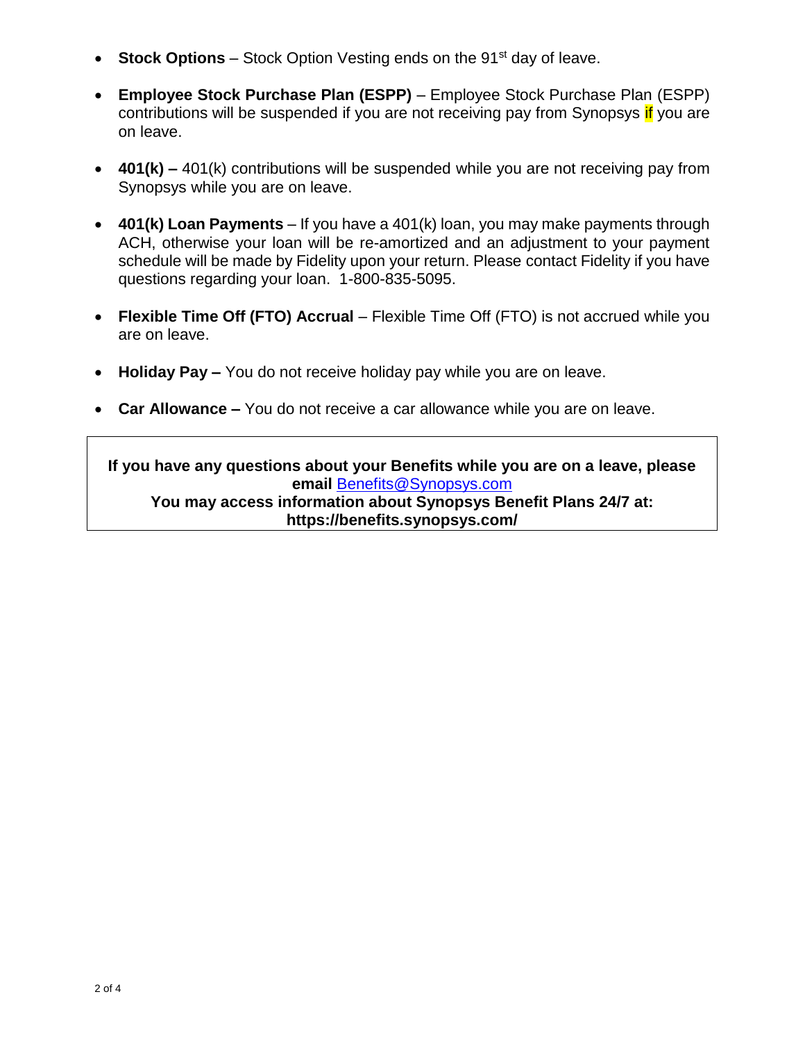- **Stock Options** – Stock Option Vesting ends on the 91st day of leave.
- **Employee Stock Purchase Plan (ESPP)** – Employee Stock Purchase Plan (ESPP) contributions will be suspended if you are not receiving pay from Synopsys if you are on leave.
- **401(k) –** 401(k) contributions will be suspended while you are not receiving pay from Synopsys while you are on leave.
- **401(k) Loan Payments** – If you have a 401(k) loan, you may make payments through ACH, otherwise your loan will be re-amortized and an adjustment to your payment schedule will be made by Fidelity upon your return. Please contact Fidelity if you have questions regarding your loan. 1-800-835-5095.
- **Flexible Time Off (FTO) Accrual** – Flexible Time Off (FTO) is not accrued while you are on leave.
- **Holiday Pay –** You do not receive holiday pay while you are on leave.
- **Car Allowance –** You do not receive a car allowance while you are on leave.

**If you have any questions about your Benefits while you are on a leave, please email** [Benefits@Synopsys.com](mailto:Benefits@Synopsys.com)
**You may access information about Synopsys Benefit Plans 24/7 at: https://benefits.synopsys.com/**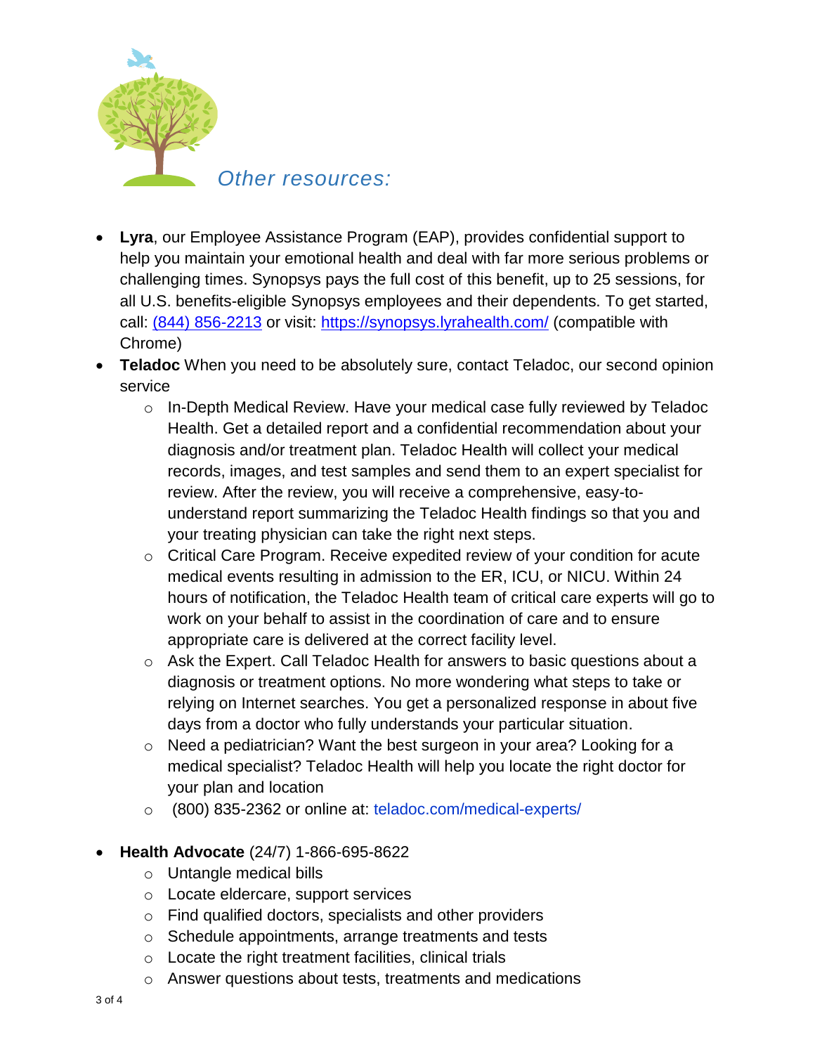## *Other resources:*

- **Lyra**, our Employee Assistance Program (EAP), provides confidential support to help you maintain your emotional health and deal with far more serious problems or challenging times. Synopsys pays the full cost of this benefit, up to 25 sessions, for all U.S. benefits-eligible Synopsys employees and their dependents. To get started, call: (844) 856-2213 or visit: https://synopsys.lyrahealth.com/ (compatible with Chrome)
- **Teladoc** When you need to be absolutely sure, contact Teladoc, our second opinion service
    - In-Depth Medical Review. Have your medical case fully reviewed by Teladoc Health. Get a detailed report and a confidential recommendation about your diagnosis and/or treatment plan. Teladoc Health will collect your medical records, images, and test samples and send them to an expert specialist for review. After the review, you will receive a comprehensive, easy-to-understand report summarizing the Teladoc Health findings so that you and your treating physician can take the right next steps.
    - Critical Care Program. Receive expedited review of your condition for acute medical events resulting in admission to the ER, ICU, or NICU. Within 24 hours of notification, the Teladoc Health team of critical care experts will go to work on your behalf to assist in the coordination of care and to ensure appropriate care is delivered at the correct facility level.
    - Ask the Expert. Call Teladoc Health for answers to basic questions about a diagnosis or treatment options. No more wondering what steps to take or relying on Internet searches. You get a personalized response in about five days from a doctor who fully understands your particular situation.
    - Need a pediatrician? Want the best surgeon in your area? Looking for a medical specialist? Teladoc Health will help you locate the right doctor for your plan and location
    - (800) 835-2362 or online at: teladoc.com/medical-experts/
- **Health Advocate** (24/7) 1-866-695-8622
    - Untangle medical bills
    - Locate eldercare, support services
    - Find qualified doctors, specialists and other providers
    - Schedule appointments, arrange treatments and tests
    - Locate the right treatment facilities, clinical trials
    - Answer questions about tests, treatments and medications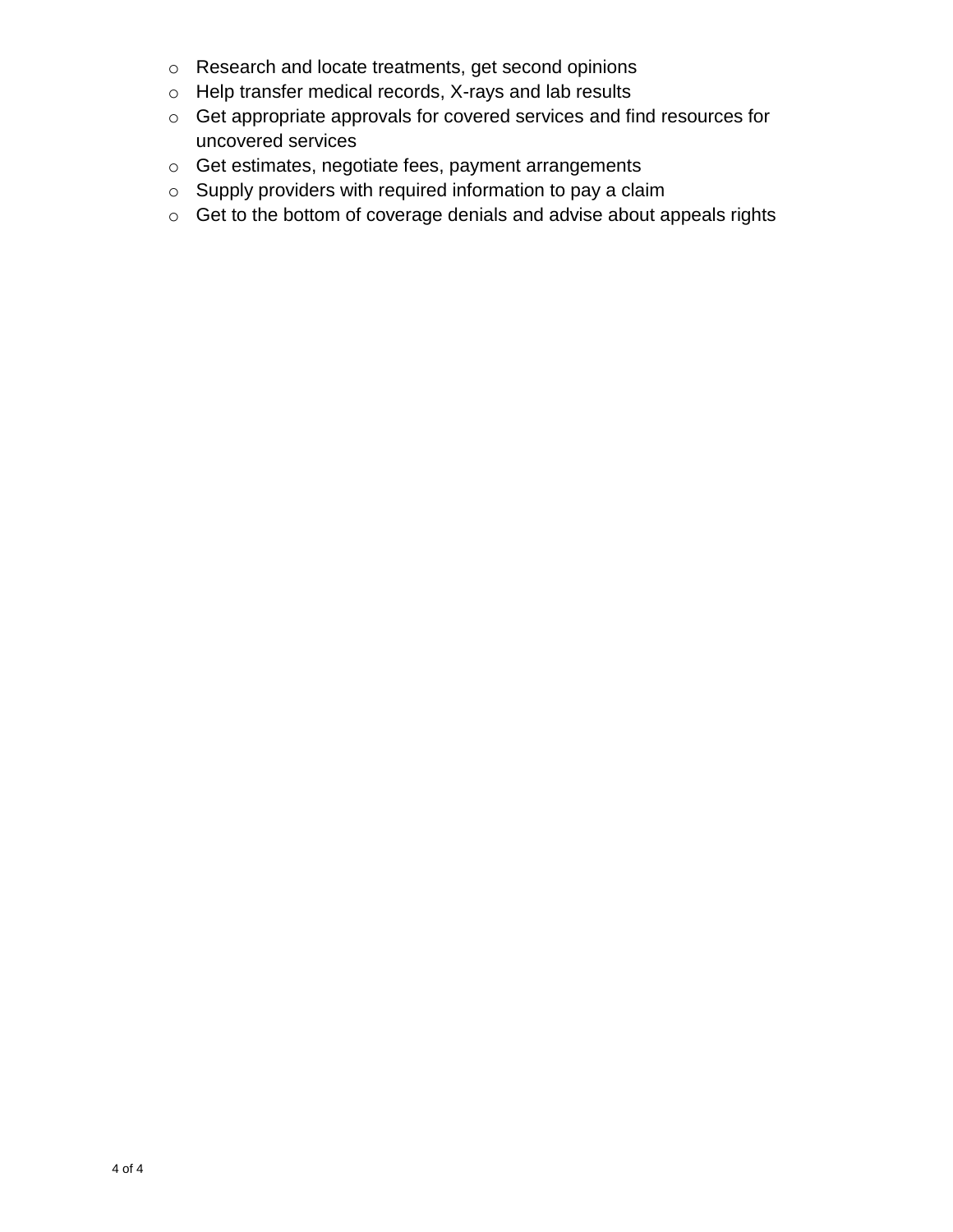- Research and locate treatments, get second opinions
- Help transfer medical records, X-rays and lab results
- Get appropriate approvals for covered services and find resources for uncovered services
- Get estimates, negotiate fees, payment arrangements
- Supply providers with required information to pay a claim
- Get to the bottom of coverage denials and advise about appeals rights